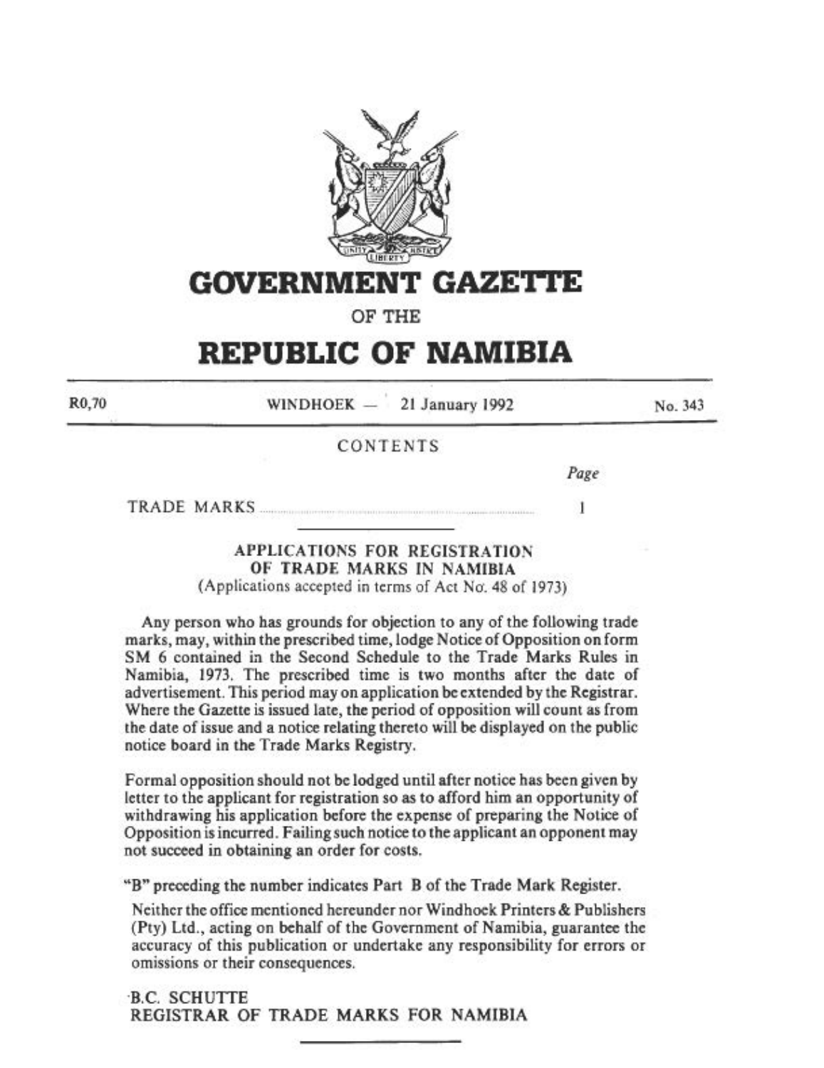# GOVERNMENT GAZETTE

OF THE

# REPUBLIC OF NAMIBIA

R0,70 WINDHOEK — 21 January 1992 No. 343

CONTENTS

| | Page |
|---|---|
| TRADE MARKS | 1 |

## APPLICATIONS FOR REGISTRATION OF TRADE MARKS IN NAMIBIA

(Applications accepted in terms of Act No. 48 of 1973)

Any person who has grounds for objection to any of the following trade marks, may, within the prescribed time, lodge Notice of Opposition on form SM 6 contained in the Second Schedule to the Trade Marks Rules in Namibia, 1973. The prescribed time is two months after the date of advertisement. This period may on application be extended by the Registrar. Where the Gazette is issued late, the period of opposition will count as from the date of issue and a notice relating thereto will be displayed on the public notice board in the Trade Marks Registry.

Formal opposition should not be lodged until after notice has been given by letter to the applicant for registration so as to afford him an opportunity of withdrawing his application before the expense of preparing the Notice of Opposition is incurred. Failing such notice to the applicant an opponent may not succeed in obtaining an order for costs.

"B" preceding the number indicates Part B of the Trade Mark Register.

Neither the office mentioned hereunder nor Windhoek Printers & Publishers (Pty) Ltd., acting on behalf of the Government of Namibia, guarantee the accuracy of this publication or undertake any responsibility for errors or omissions or their consequences.

B.C. SCHUTTE
REGISTRAR OF TRADE MARKS FOR NAMIBIA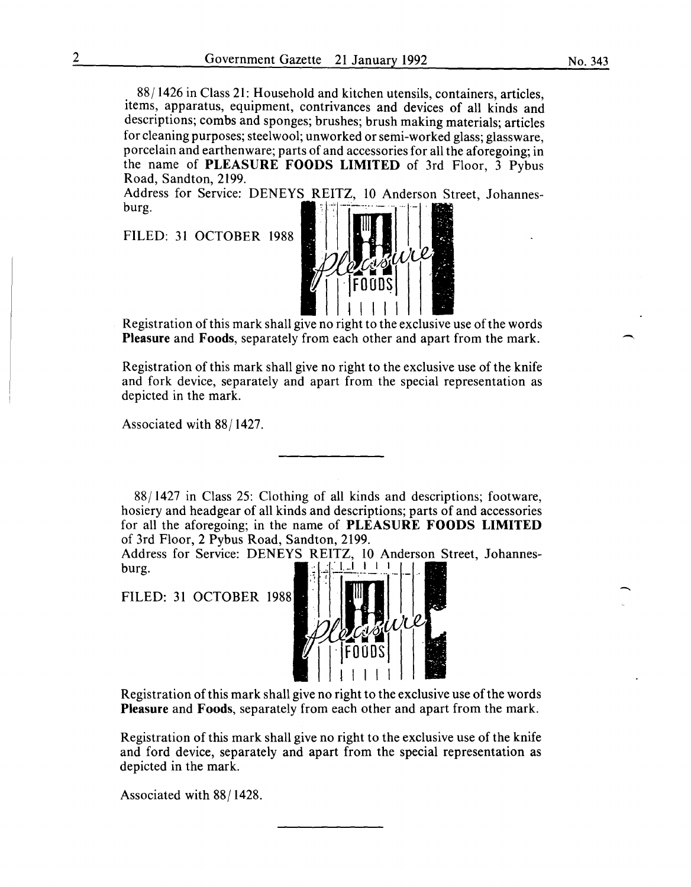88/1426 in Class 21: Household and kitchen utensils, containers, articles, items, apparatus, equipment, contrivances and devices of all kinds and descriptions; combs and sponges; brushes; brush making materials; articles for cleaning purposes; steelwool; unworked or semi-worked glass; glassware, porcelain and earthenware; parts of and accessories for all the aforegoing; in the name of **PLEASURE FOODS LIMITED** of 3rd Floor, 3 Pybus Road, Sandton, 2199.

Address for Service: DENEYS REITZ, 10 Anderson Street, Johannesburg.

FILED: 31 OCTOBER 1988

Registration of this mark shall give no right to the exclusive use of the words **Pleasure** and **Foods**, separately from each other and apart from the mark.

Registration of this mark shall give no right to the exclusive use of the knife and fork device, separately and apart from the special representation as depicted in the mark.

Associated with 88/1427.

---

88/1427 in Class 25: Clothing of all kinds and descriptions; footware, hosiery and headgear of all kinds and descriptions; parts of and accessories for all the aforegoing; in the name of **PLEASURE FOODS LIMITED** of 3rd Floor, 2 Pybus Road, Sandton, 2199.

Address for Service: DENEYS REITZ, 10 Anderson Street, Johannesburg.

FILED: 31 OCTOBER 1988

Registration of this mark shall give no right to the exclusive use of the words **Pleasure** and **Foods**, separately from each other and apart from the mark.

Registration of this mark shall give no right to the exclusive use of the knife and ford device, separately and apart from the special representation as depicted in the mark.

Associated with 88/1428.

---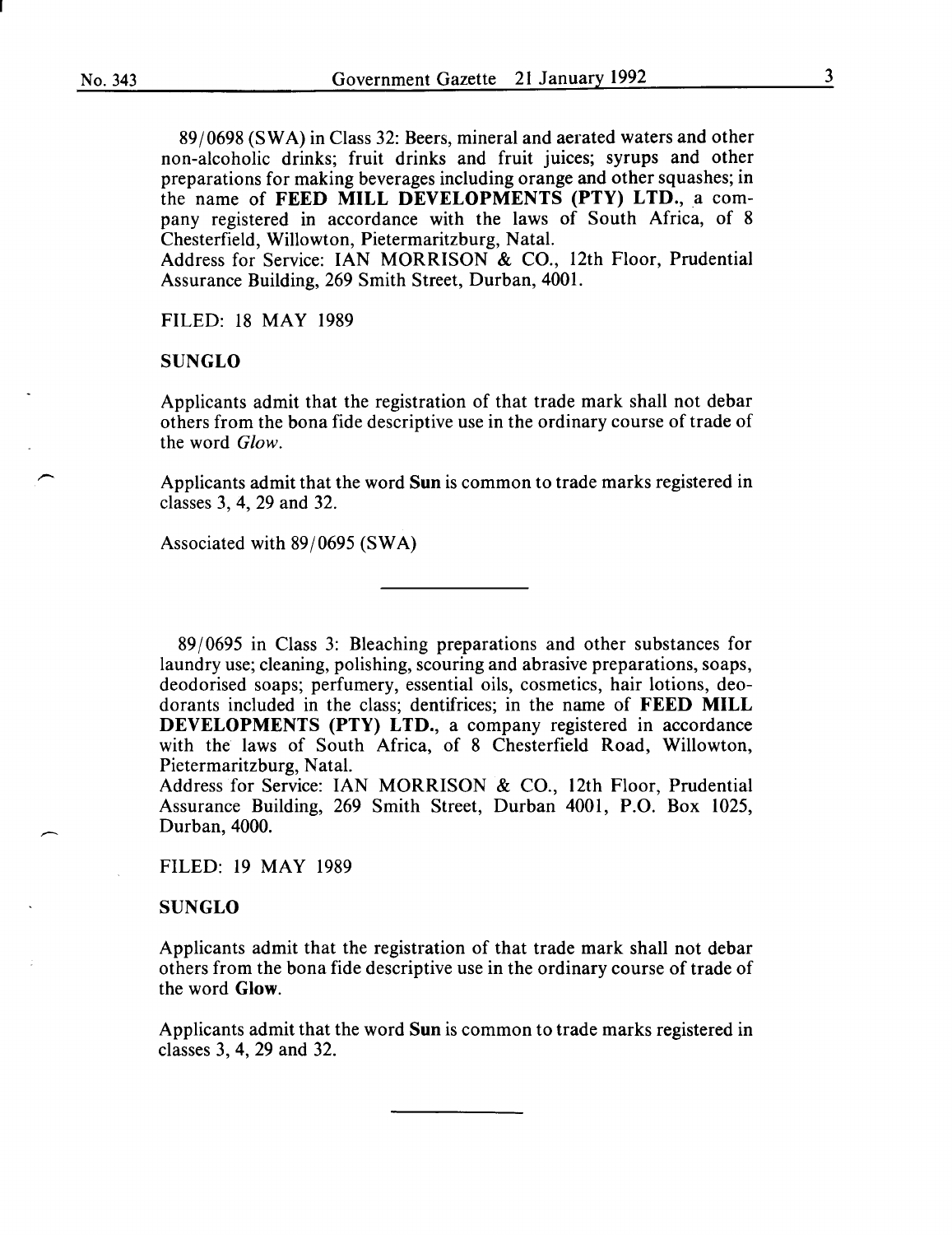89/0698 (SWA) in Class 32: Beers, mineral and aerated waters and other non-alcoholic drinks; fruit drinks and fruit juices; syrups and other preparations for making beverages including orange and other squashes; in the name of **FEED MILL DEVELOPMENTS (PTY) LTD.**, a company registered in accordance with the laws of South Africa, of 8 Chesterfield, Willowton, Pietermaritzburg, Natal.
Address for Service: IAN MORRISON & CO., 12th Floor, Prudential Assurance Building, 269 Smith Street, Durban, 4001.

FILED: 18 MAY 1989

**SUNGLO**

Applicants admit that the registration of that trade mark shall not debar others from the bona fide descriptive use in the ordinary course of trade of the word *Glow*.

Applicants admit that the word **Sun** is common to trade marks registered in classes 3, 4, 29 and 32.

Associated with 89/0695 (SWA)

---

89/0695 in Class 3: Bleaching preparations and other substances for laundry use; cleaning, polishing, scouring and abrasive preparations, soaps, deodorised soaps; perfumery, essential oils, cosmetics, hair lotions, deodorants included in the class; dentifrices; in the name of **FEED MILL DEVELOPMENTS (PTY) LTD.**, a company registered in accordance with the laws of South Africa, of 8 Chesterfield Road, Willowton, Pietermaritzburg, Natal.
Address for Service: IAN MORRISON & CO., 12th Floor, Prudential Assurance Building, 269 Smith Street, Durban 4001, P.O. Box 1025, Durban, 4000.

FILED: 19 MAY 1989

**SUNGLO**

Applicants admit that the registration of that trade mark shall not debar others from the bona fide descriptive use in the ordinary course of trade of the word **Glow**.

Applicants admit that the word **Sun** is common to trade marks registered in classes 3, 4, 29 and 32.

---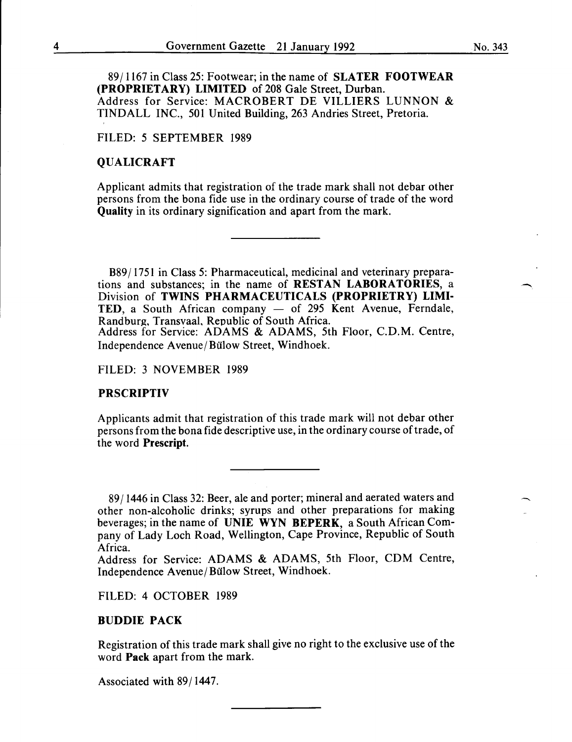89/1167 in Class 25: Footwear; in the name of **SLATER FOOTWEAR (PROPRIETARY) LIMITED** of 208 Gale Street, Durban.
Address for Service: MACROBERT DE VILLIERS LUNNON & TINDALL INC., 501 United Building, 263 Andries Street, Pretoria.

FILED: 5 SEPTEMBER 1989

**QUALICRAFT**

Applicant admits that registration of the trade mark shall not debar other persons from the bona fide use in the ordinary course of trade of the word **Quality** in its ordinary signification and apart from the mark.

---

B89/1751 in Class 5: Pharmaceutical, medicinal and veterinary preparations and substances; in the name of **RESTAN LABORATORIES**, a Division of **TWINS PHARMACEUTICALS (PROPRIETRY) LIMITED**, a South African company — of 295 Kent Avenue, Ferndale, Randburg, Transvaal, Republic of South Africa.
Address for Service: ADAMS & ADAMS, 5th Floor, C.D.M. Centre, Independence Avenue/Bülow Street, Windhoek.

FILED: 3 NOVEMBER 1989

**PRSCRIPTIV**

Applicants admit that registration of this trade mark will not debar other persons from the bona fide descriptive use, in the ordinary course of trade, of the word **Prescript**.

---

89/1446 in Class 32: Beer, ale and porter; mineral and aerated waters and other non-alcoholic drinks; syrups and other preparations for making beverages; in the name of **UNIE WYN BEPERK**, a South African Company of Lady Loch Road, Wellington, Cape Province, Republic of South Africa.
Address for Service: ADAMS & ADAMS, 5th Floor, CDM Centre, Independence Avenue/Bülow Street, Windhoek.

FILED: 4 OCTOBER 1989

**BUDDIE PACK**

Registration of this trade mark shall give no right to the exclusive use of the word **Pack** apart from the mark.

Associated with 89/1447.

---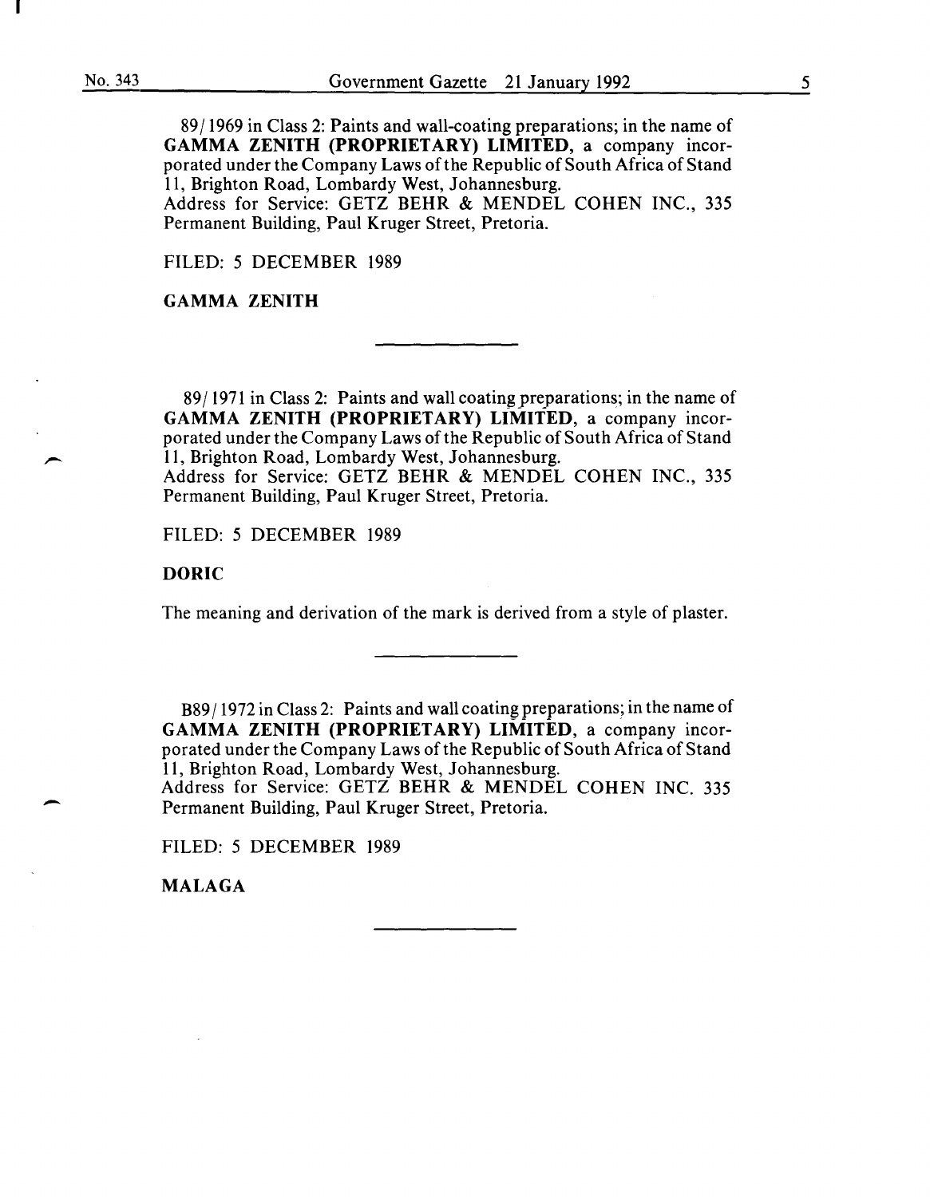89/1969 in Class 2: Paints and wall-coating preparations; in the name of **GAMMA ZENITH (PROPRIETARY) LIMITED**, a company incorporated under the Company Laws of the Republic of South Africa of Stand 11, Brighton Road, Lombardy West, Johannesburg.
Address for Service: GETZ BEHR & MENDEL COHEN INC., 335 Permanent Building, Paul Kruger Street, Pretoria.

FILED: 5 DECEMBER 1989

**GAMMA ZENITH**

---

89/1971 in Class 2: Paints and wall coating preparations; in the name of **GAMMA ZENITH (PROPRIETARY) LIMITED**, a company incorporated under the Company Laws of the Republic of South Africa of Stand 11, Brighton Road, Lombardy West, Johannesburg.
Address for Service: GETZ BEHR & MENDEL COHEN INC., 335 Permanent Building, Paul Kruger Street, Pretoria.

FILED: 5 DECEMBER 1989

**DORIC**

The meaning and derivation of the mark is derived from a style of plaster.

---

B89/1972 in Class 2: Paints and wall coating preparations; in the name of **GAMMA ZENITH (PROPRIETARY) LIMITED**, a company incorporated under the Company Laws of the Republic of South Africa of Stand 11, Brighton Road, Lombardy West, Johannesburg.
Address for Service: GETZ BEHR & MENDEL COHEN INC. 335 Permanent Building, Paul Kruger Street, Pretoria.

FILED: 5 DECEMBER 1989

**MALAGA**

---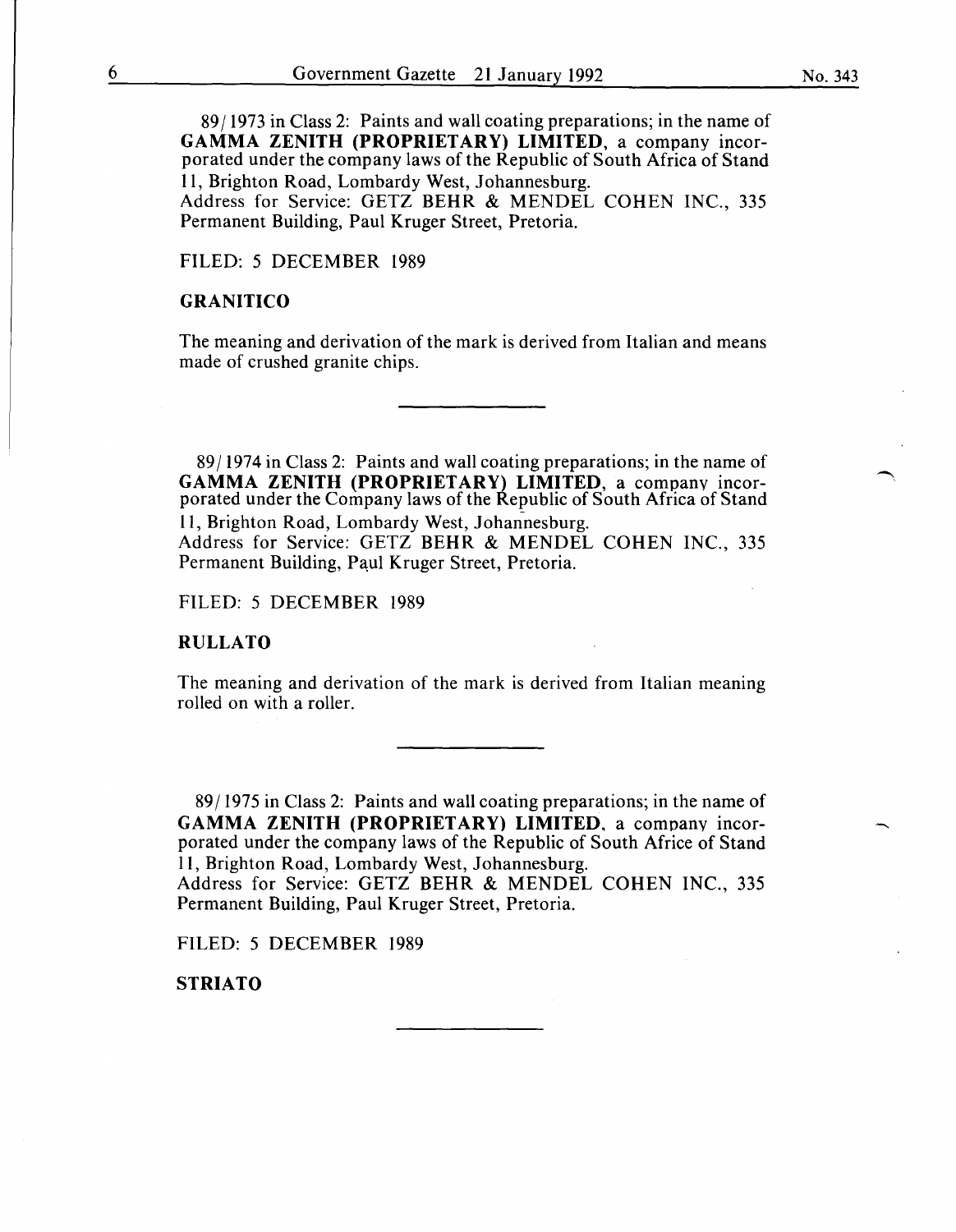89/1973 in Class 2: Paints and wall coating preparations; in the name of **GAMMA ZENITH (PROPRIETARY) LIMITED**, a company incorporated under the company laws of the Republic of South Africa of Stand 11, Brighton Road, Lombardy West, Johannesburg.
Address for Service: GETZ BEHR & MENDEL COHEN INC., 335 Permanent Building, Paul Kruger Street, Pretoria.

FILED: 5 DECEMBER 1989

**GRANITICO**

The meaning and derivation of the mark is derived from Italian and means made of crushed granite chips.

---

89/1974 in Class 2: Paints and wall coating preparations; in the name of **GAMMA ZENITH (PROPRIETARY) LIMITED**, a company incorporated under the Company laws of the Republic of South Africa of Stand 11, Brighton Road, Lombardy West, Johannesburg.
Address for Service: GETZ BEHR & MENDEL COHEN INC., 335 Permanent Building, Paul Kruger Street, Pretoria.

FILED: 5 DECEMBER 1989

**RULLATO**

The meaning and derivation of the mark is derived from Italian meaning rolled on with a roller.

---

89/1975 in Class 2: Paints and wall coating preparations; in the name of **GAMMA ZENITH (PROPRIETARY) LIMITED**, a company incorporated under the company laws of the Republic of South Africe of Stand 11, Brighton Road, Lombardy West, Johannesburg.
Address for Service: GETZ BEHR & MENDEL COHEN INC., 335 Permanent Building, Paul Kruger Street, Pretoria.

FILED: 5 DECEMBER 1989

**STRIATO**

---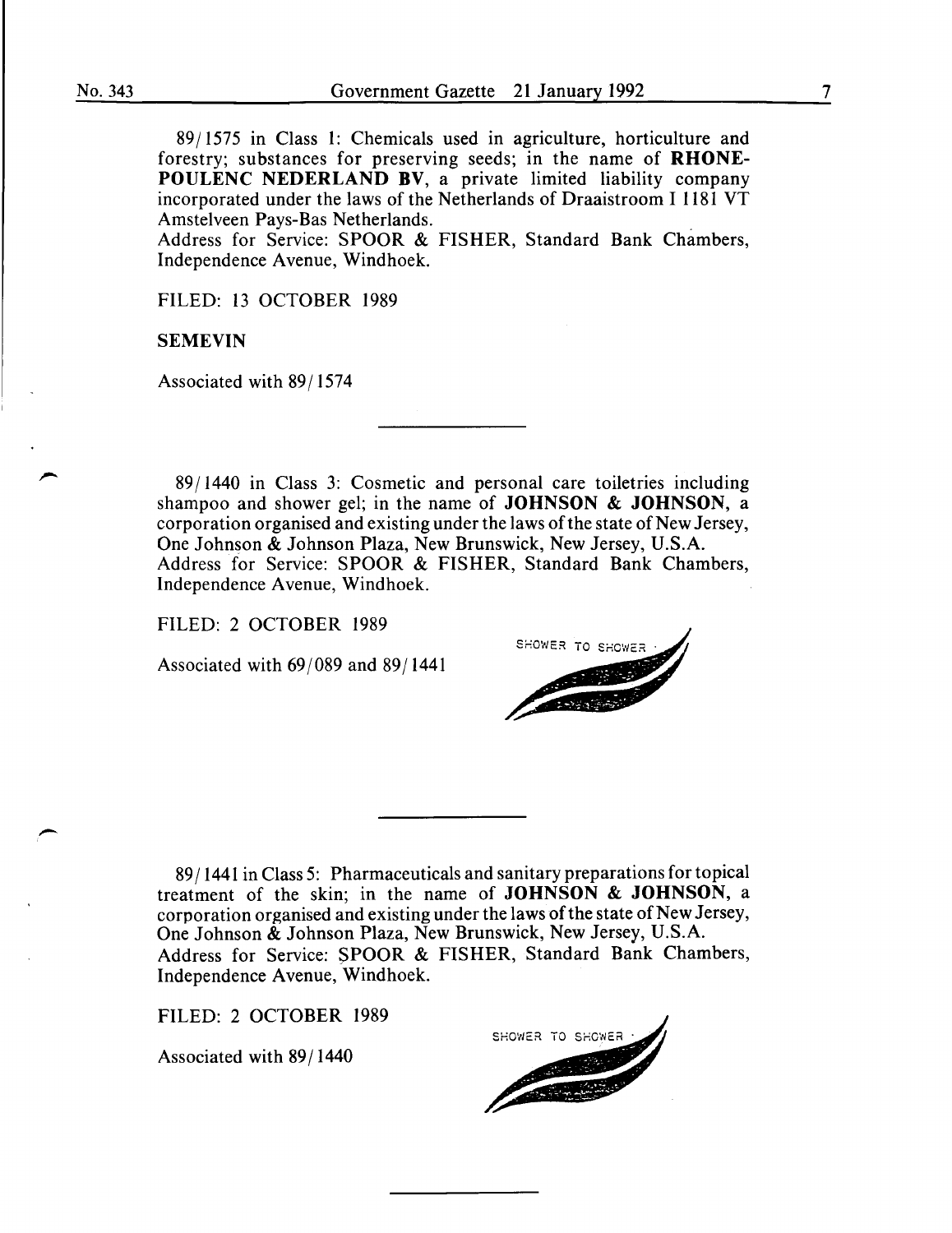89/1575 in Class 1: Chemicals used in agriculture, horticulture and forestry; substances for preserving seeds; in the name of **RHONE-POULENC NEDERLAND BV**, a private limited liability company incorporated under the laws of the Netherlands of Draaistroom I 1181 VT Amstelveen Pays-Bas Netherlands.
Address for Service: SPOOR & FISHER, Standard Bank Chambers, Independence Avenue, Windhoek.

FILED: 13 OCTOBER 1989

**SEMEVIN**

Associated with 89/1574

---

89/1440 in Class 3: Cosmetic and personal care toiletries including shampoo and shower gel; in the name of **JOHNSON & JOHNSON**, a corporation organised and existing under the laws of the state of New Jersey, One Johnson & Johnson Plaza, New Brunswick, New Jersey, U.S.A.
Address for Service: SPOOR & FISHER, Standard Bank Chambers, Independence Avenue, Windhoek.

FILED: 2 OCTOBER 1989

Associated with 69/089 and 89/1441

SHOWER TO SHOWER

---

89/1441 in Class 5: Pharmaceuticals and sanitary preparations for topical treatment of the skin; in the name of **JOHNSON & JOHNSON**, a corporation organised and existing under the laws of the state of New Jersey, One Johnson & Johnson Plaza, New Brunswick, New Jersey, U.S.A.
Address for Service: SPOOR & FISHER, Standard Bank Chambers, Independence Avenue, Windhoek.

FILED: 2 OCTOBER 1989

Associated with 89/1440

SHOWER TO SHOWER

---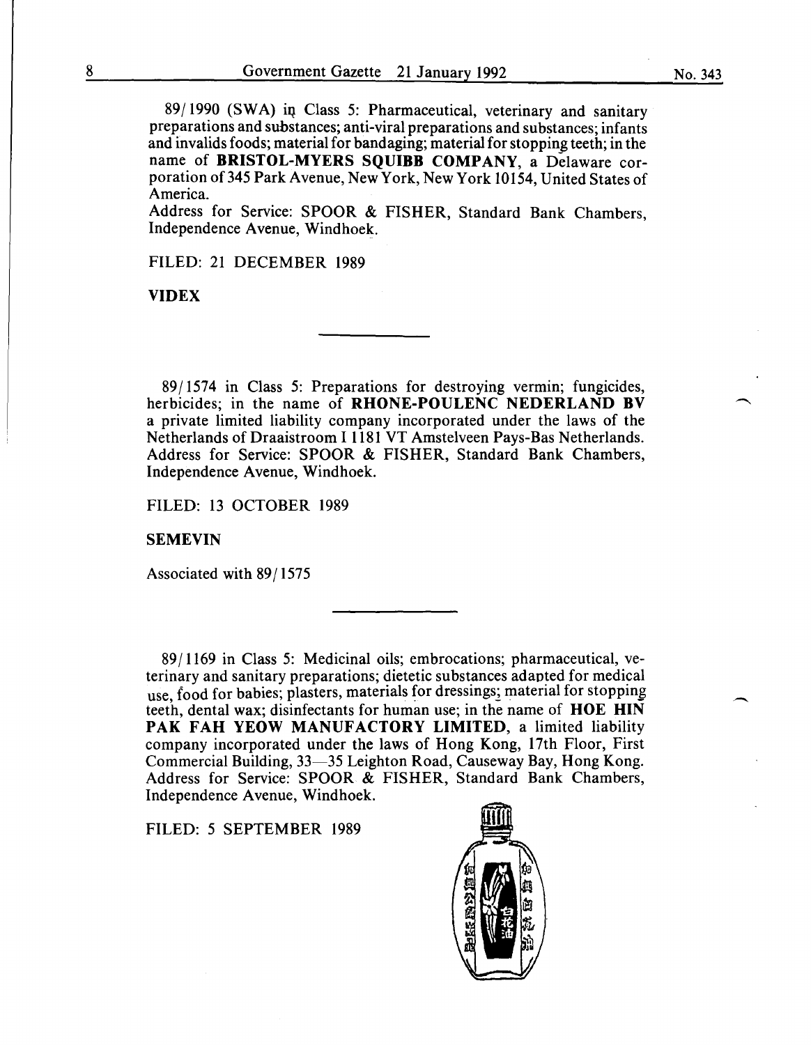89/1990 (SWA) in Class 5: Pharmaceutical, veterinary and sanitary preparations and substances; anti-viral preparations and substances; infants and invalids foods; material for bandaging; material for stopping teeth; in the name of **BRISTOL-MYERS SQUIBB COMPANY**, a Delaware corporation of 345 Park Avenue, New York, New York 10154, United States of America.
Address for Service: SPOOR & FISHER, Standard Bank Chambers, Independence Avenue, Windhoek.

FILED: 21 DECEMBER 1989

**VIDEX**

---

89/1574 in Class 5: Preparations for destroying vermin; fungicides, herbicides; in the name of **RHONE-POULENC NEDERLAND BV** a private limited liability company incorporated under the laws of the Netherlands of Draaistroom I 1181 VT Amstelveen Pays-Bas Netherlands.
Address for Service: SPOOR & FISHER, Standard Bank Chambers, Independence Avenue, Windhoek.

FILED: 13 OCTOBER 1989

**SEMEVIN**

Associated with 89/1575

---

89/1169 in Class 5: Medicinal oils; embrocations; pharmaceutical, veterinary and sanitary preparations; dietetic substances adapted for medical use, food for babies; plasters, materials for dressings; material for stopping teeth, dental wax; disinfectants for human use; in the name of **HOE HIN PAK FAH YEOW MANUFACTORY LIMITED**, a limited liability company incorporated under the laws of Hong Kong, 17th Floor, First Commercial Building, 33—35 Leighton Road, Causeway Bay, Hong Kong.
Address for Service: SPOOR & FISHER, Standard Bank Chambers, Independence Avenue, Windhoek.

FILED: 5 SEPTEMBER 1989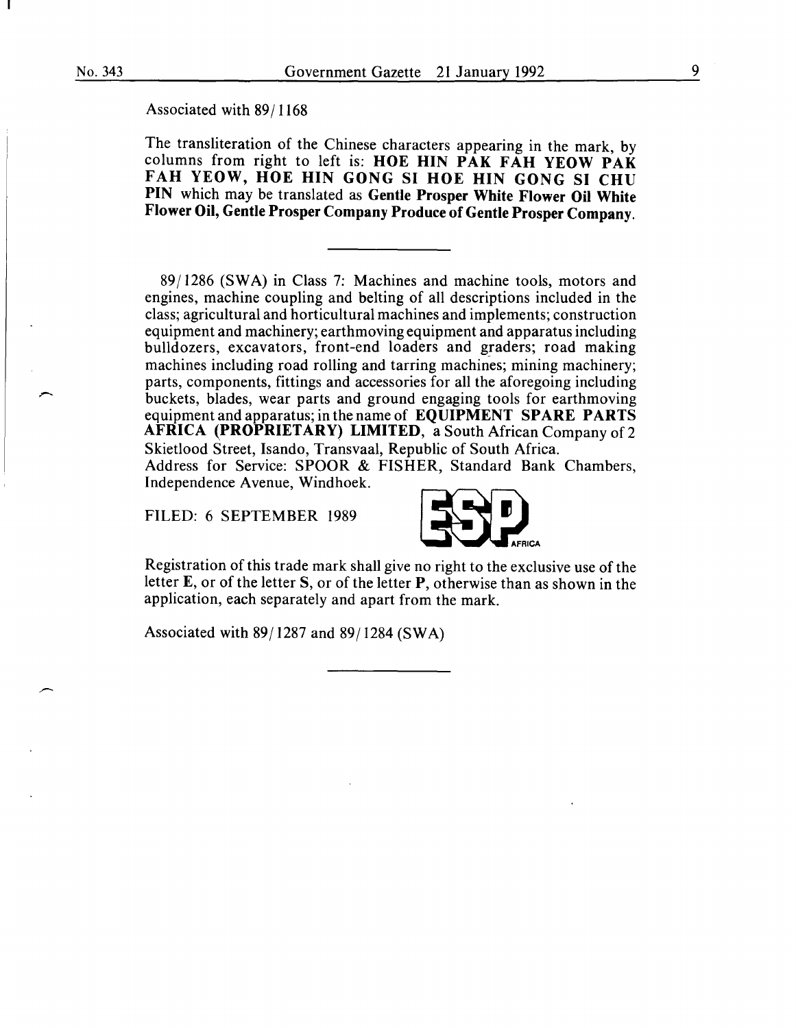Associated with 89/1168

The transliteration of the Chinese characters appearing in the mark, by columns from right to left is: **HOE HIN PAK FAH YEOW PAK FAH YEOW, HOE HIN GONG SI HOE HIN GONG SI CHU PIN** which may be translated as **Gentle Prosper White Flower Oil White Flower Oil, Gentle Prosper Company Produce of Gentle Prosper Company**.

---

89/1286 (SWA) in Class 7: Machines and machine tools, motors and engines, machine coupling and belting of all descriptions included in the class; agricultural and horticultural machines and implements; construction equipment and machinery; earthmoving equipment and apparatus including bulldozers, excavators, front-end loaders and graders; road making machines including road rolling and tarring machines; mining machinery; parts, components, fittings and accessories for all the aforegoing including buckets, blades, wear parts and ground engaging tools for earthmoving equipment and apparatus; in the name of **EQUIPMENT SPARE PARTS AFRICA (PROPRIETARY) LIMITED**, a South African Company of 2 Skietlood Street, Isando, Transvaal, Republic of South Africa.
Address for Service: SPOOR & FISHER, Standard Bank Chambers, Independence Avenue, Windhoek.

FILED: 6 SEPTEMBER 1989

ESP AFRICA

Registration of this trade mark shall give no right to the exclusive use of the letter **E**, or of the letter **S**, or of the letter **P**, otherwise than as shown in the application, each separately and apart from the mark.

Associated with 89/1287 and 89/1284 (SWA)

---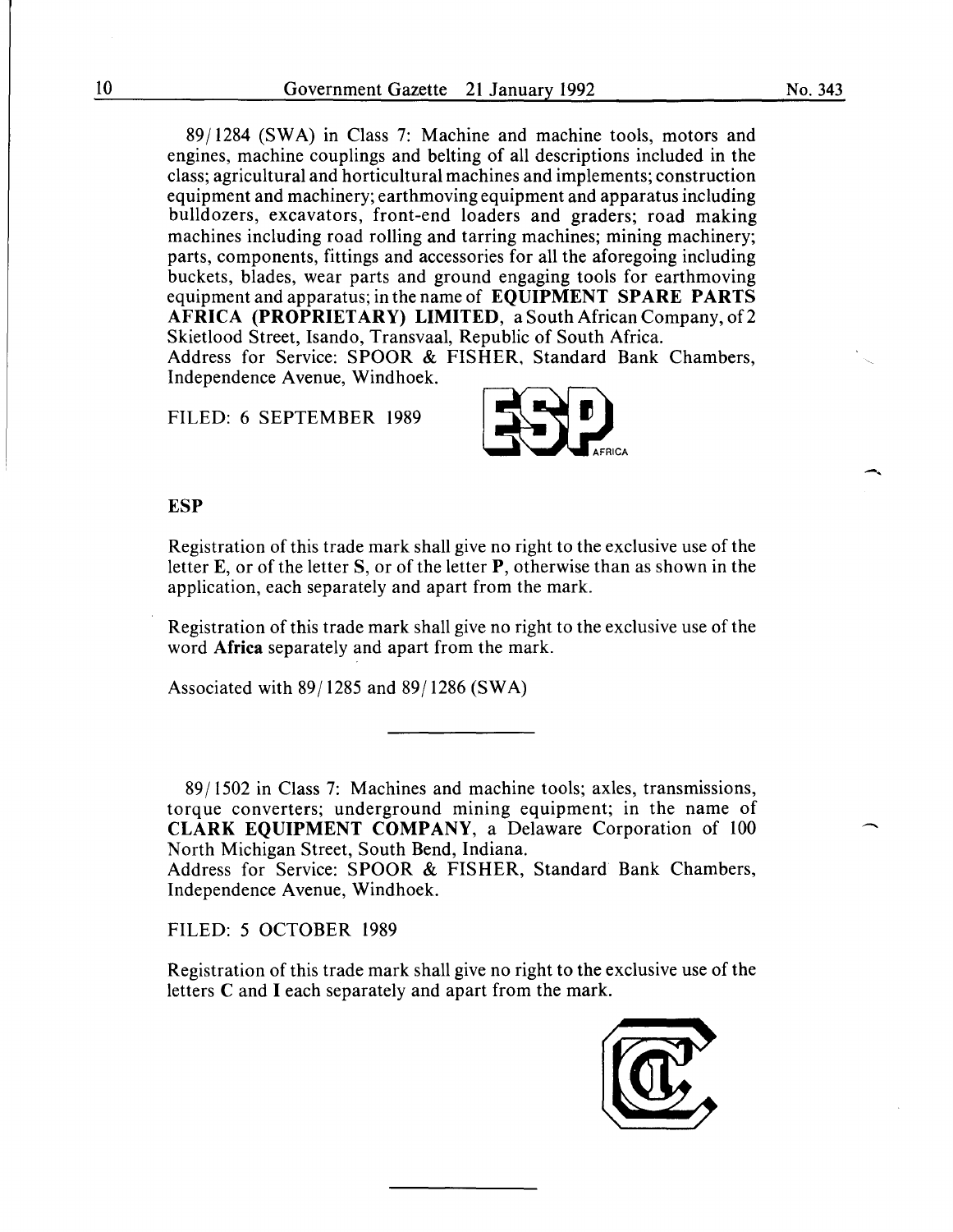89/1284 (SWA) in Class 7: Machine and machine tools, motors and engines, machine couplings and belting of all descriptions included in the class; agricultural and horticultural machines and implements; construction equipment and machinery; earthmoving equipment and apparatus including bulldozers, excavators, front-end loaders and graders; road making machines including road rolling and tarring machines; mining machinery; parts, components, fittings and accessories for all the aforegoing including buckets, blades, wear parts and ground engaging tools for earthmoving equipment and apparatus; in the name of **EQUIPMENT SPARE PARTS AFRICA (PROPRIETARY) LIMITED**, a South African Company, of 2 Skietlood Street, Isando, Transvaal, Republic of South Africa.
Address for Service: SPOOR & FISHER, Standard Bank Chambers, Independence Avenue, Windhoek.

FILED: 6 SEPTEMBER 1989

**ESP**

Registration of this trade mark shall give no right to the exclusive use of the letter **E**, or of the letter **S**, or of the letter **P**, otherwise than as shown in the application, each separately and apart from the mark.

Registration of this trade mark shall give no right to the exclusive use of the word **Africa** separately and apart from the mark.

Associated with 89/1285 and 89/1286 (SWA)

---

89/1502 in Class 7: Machines and machine tools; axles, transmissions, torque converters; underground mining equipment; in the name of **CLARK EQUIPMENT COMPANY**, a Delaware Corporation of 100 North Michigan Street, South Bend, Indiana.
Address for Service: SPOOR & FISHER, Standard Bank Chambers, Independence Avenue, Windhoek.

FILED: 5 OCTOBER 1989

Registration of this trade mark shall give no right to the exclusive use of the letters **C** and **I** each separately and apart from the mark.

---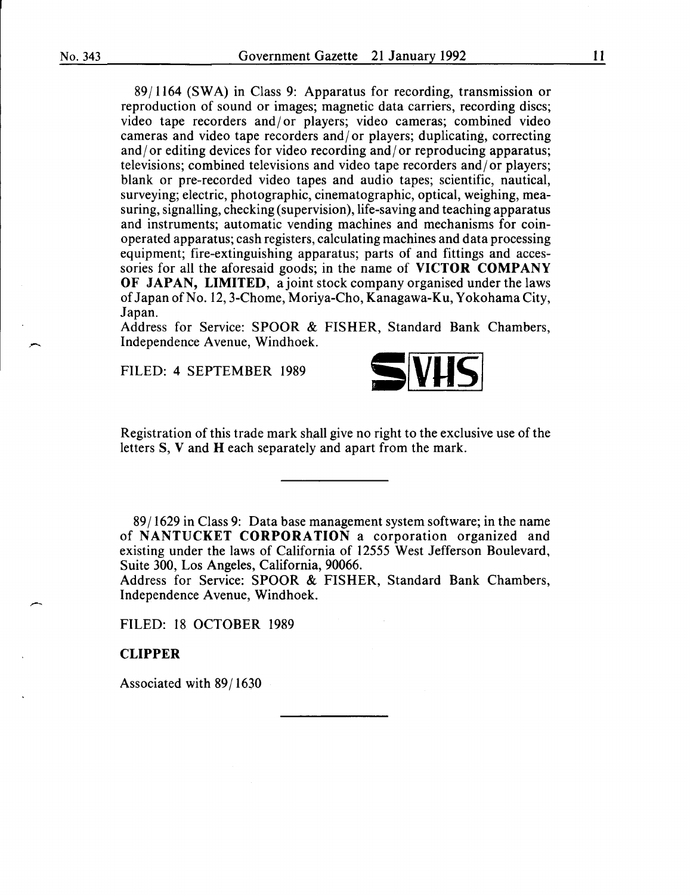89/1164 (SWA) in Class 9: Apparatus for recording, transmission or reproduction of sound or images; magnetic data carriers, recording discs; video tape recorders and/or players; video cameras; combined video cameras and video tape recorders and/or players; duplicating, correcting and/or editing devices for video recording and/or reproducing apparatus; televisions; combined televisions and video tape recorders and/or players; blank or pre-recorded video tapes and audio tapes; scientific, nautical, surveying; electric, photographic, cinematographic, optical, weighing, measuring, signalling, checking (supervision), life-saving and teaching apparatus and instruments; automatic vending machines and mechanisms for coin-operated apparatus; cash registers, calculating machines and data processing equipment; fire-extinguishing apparatus; parts of and fittings and accessories for all the aforesaid goods; in the name of **VICTOR COMPANY OF JAPAN, LIMITED**, a joint stock company organised under the laws of Japan of No. 12, 3-Chome, Moriya-Cho, Kanagawa-Ku, Yokohama City, Japan.
Address for Service: SPOOR & FISHER, Standard Bank Chambers, Independence Avenue, Windhoek.

FILED: 4 SEPTEMBER 1989

**SVHS**

Registration of this trade mark shall give no right to the exclusive use of the letters **S**, **V** and **H** each separately and apart from the mark.

---

89/1629 in Class 9: Data base management system software; in the name of **NANTUCKET CORPORATION** a corporation organized and existing under the laws of California of 12555 West Jefferson Boulevard, Suite 300, Los Angeles, California, 90066.
Address for Service: SPOOR & FISHER, Standard Bank Chambers, Independence Avenue, Windhoek.

FILED: 18 OCTOBER 1989

**CLIPPER**

Associated with 89/1630

---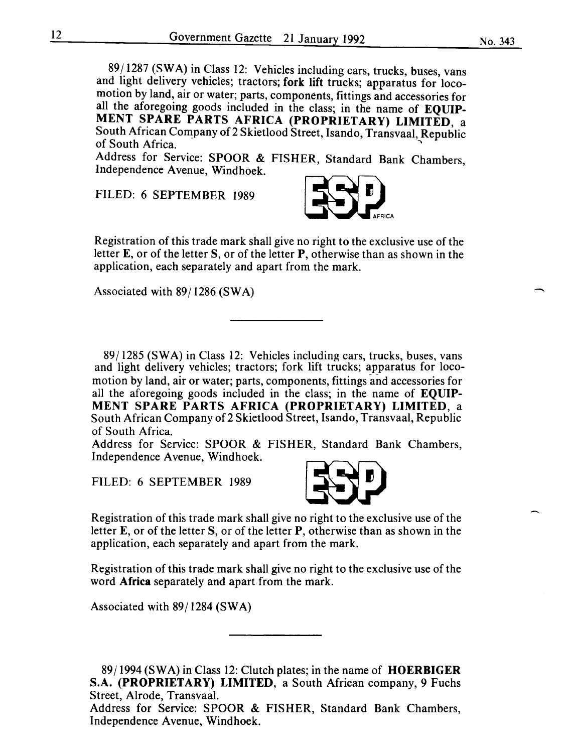89/1287 (SWA) in Class 12: Vehicles including cars, trucks, buses, vans and light delivery vehicles; tractors; **fork lift** trucks; apparatus for locomotion by land, air or water; parts, components, fittings and accessories for all the aforegoing goods included in the class; in the name of **EQUIPMENT SPARE PARTS AFRICA (PROPRIETARY) LIMITED**, a South African Company of 2 Skietlood Street, Isando, Transvaal, Republic of South Africa.

Address for Service: SPOOR & FISHER, Standard Bank Chambers, Independence Avenue, Windhoek.

FILED: 6 SEPTEMBER 1989

ESP AFRICA

Registration of this trade mark shall give no right to the exclusive use of the letter **E**, or of the letter **S**, or of the letter **P**, otherwise than as shown in the application, each separately and apart from the mark.

Associated with 89/1286 (SWA)

---

89/1285 (SWA) in Class 12: Vehicles including cars, trucks, buses, vans and light delivery vehicles; tractors; fork lift trucks; apparatus for locomotion by land, air or water; parts, components, fittings and accessories for all the aforegoing goods included in the class; in the name of **EQUIPMENT SPARE PARTS AFRICA (PROPRIETARY) LIMITED**, a South African Company of 2 Skietlood Street, Isando, Transvaal, Republic of South Africa.

Address for Service: SPOOR & FISHER, Standard Bank Chambers, Independence Avenue, Windhoek.

FILED: 6 SEPTEMBER 1989

ESP

Registration of this trade mark shall give no right to the exclusive use of the letter **E**, or of the letter **S**, or of the letter **P**, otherwise than as shown in the application, each separately and apart from the mark.

Registration of this trade mark shall give no right to the exclusive use of the word **Africa** separately and apart from the mark.

Associated with 89/1284 (SWA)

---

89/1994 (SWA) in Class 12: Clutch plates; in the name of **HOERBIGER S.A. (PROPRIETARY) LIMITED**, a South African company, 9 Fuchs Street, Alrode, Transvaal.

Address for Service: SPOOR & FISHER, Standard Bank Chambers, Independence Avenue, Windhoek.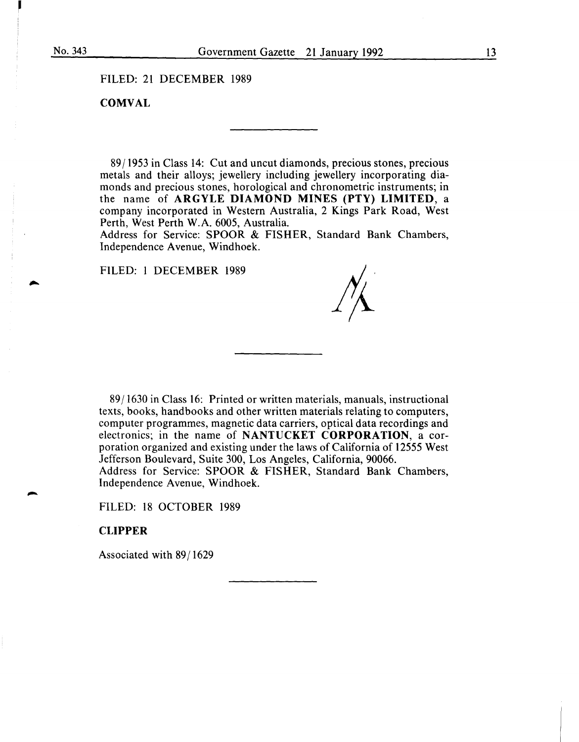FILED: 21 DECEMBER 1989

**COMVAL**

---

89/1953 in Class 14: Cut and uncut diamonds, precious stones, precious metals and their alloys; jewellery including jewellery incorporating diamonds and precious stones, horological and chronometric instruments; in the name of **ARGYLE DIAMOND MINES (PTY) LIMITED**, a company incorporated in Western Australia, 2 Kings Park Road, West Perth, West Perth W.A. 6005, Australia.
Address for Service: SPOOR & FISHER, Standard Bank Chambers, Independence Avenue, Windhoek.

FILED: 1 DECEMBER 1989

---

89/1630 in Class 16: Printed or written materials, manuals, instructional texts, books, handbooks and other written materials relating to computers, computer programmes, magnetic data carriers, optical data recordings and electronics; in the name of **NANTUCKET CORPORATION**, a corporation organized and existing under the laws of California of 12555 West Jefferson Boulevard, Suite 300, Los Angeles, California, 90066.
Address for Service: SPOOR & FISHER, Standard Bank Chambers, Independence Avenue, Windhoek.

FILED: 18 OCTOBER 1989

**CLIPPER**

Associated with 89/1629

---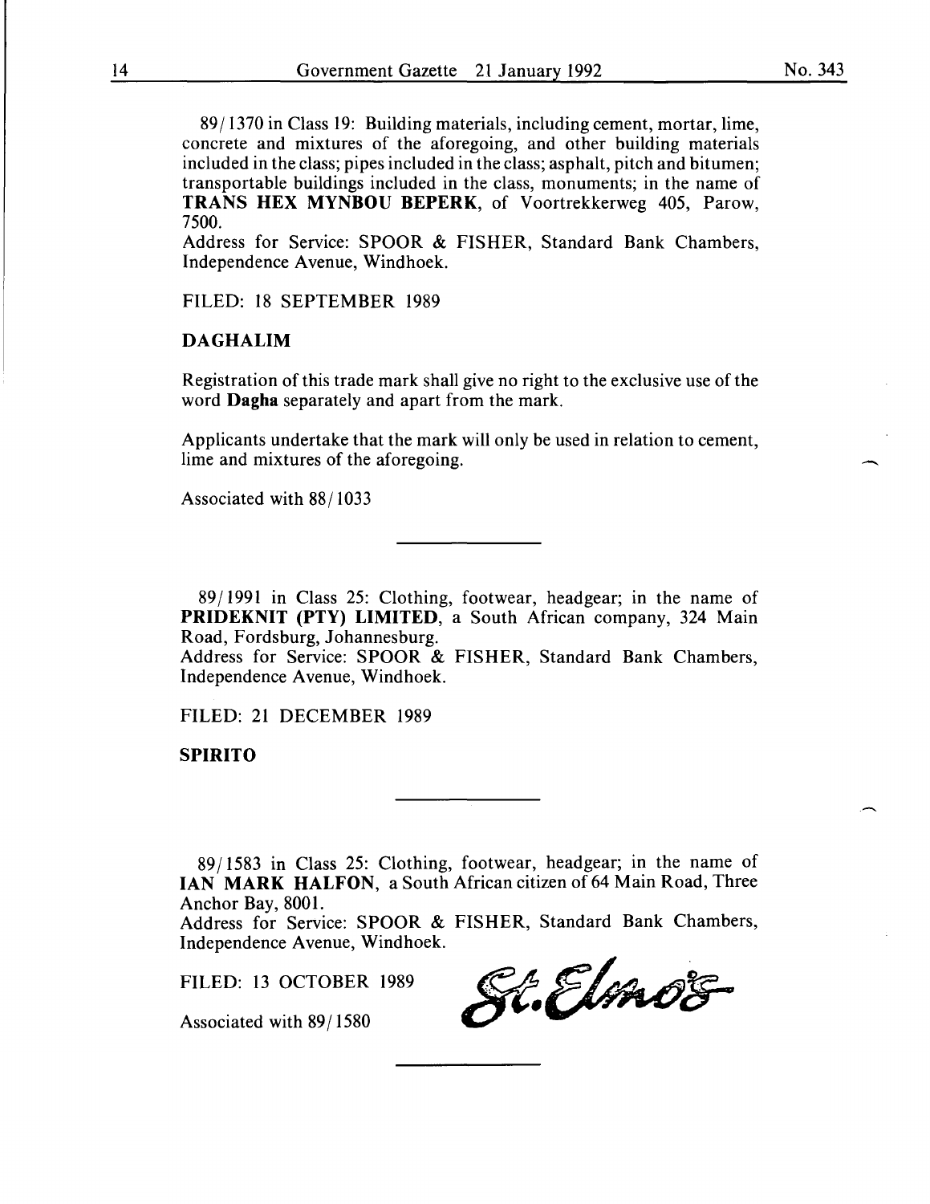89/1370 in Class 19: Building materials, including cement, mortar, lime, concrete and mixtures of the aforegoing, and other building materials included in the class; pipes included in the class; asphalt, pitch and bitumen; transportable buildings included in the class, monuments; in the name of **TRANS HEX MYNBOU BEPERK**, of Voortrekkerweg 405, Parow, 7500.
Address for Service: SPOOR & FISHER, Standard Bank Chambers, Independence Avenue, Windhoek.

FILED: 18 SEPTEMBER 1989

**DAGHALIM**

Registration of this trade mark shall give no right to the exclusive use of the word **Dagha** separately and apart from the mark.

Applicants undertake that the mark will only be used in relation to cement, lime and mixtures of the aforegoing.

Associated with 88/1033

---

89/1991 in Class 25: Clothing, footwear, headgear; in the name of **PRIDEKNIT (PTY) LIMITED**, a South African company, 324 Main Road, Fordsburg, Johannesburg.
Address for Service: SPOOR & FISHER, Standard Bank Chambers, Independence Avenue, Windhoek.

FILED: 21 DECEMBER 1989

**SPIRITO**

---

89/1583 in Class 25: Clothing, footwear, headgear; in the name of **IAN MARK HALFON**, a South African citizen of 64 Main Road, Three Anchor Bay, 8001.
Address for Service: SPOOR & FISHER, Standard Bank Chambers, Independence Avenue, Windhoek.

FILED: 13 OCTOBER 1989

St. Elmo's

Associated with 89/1580

---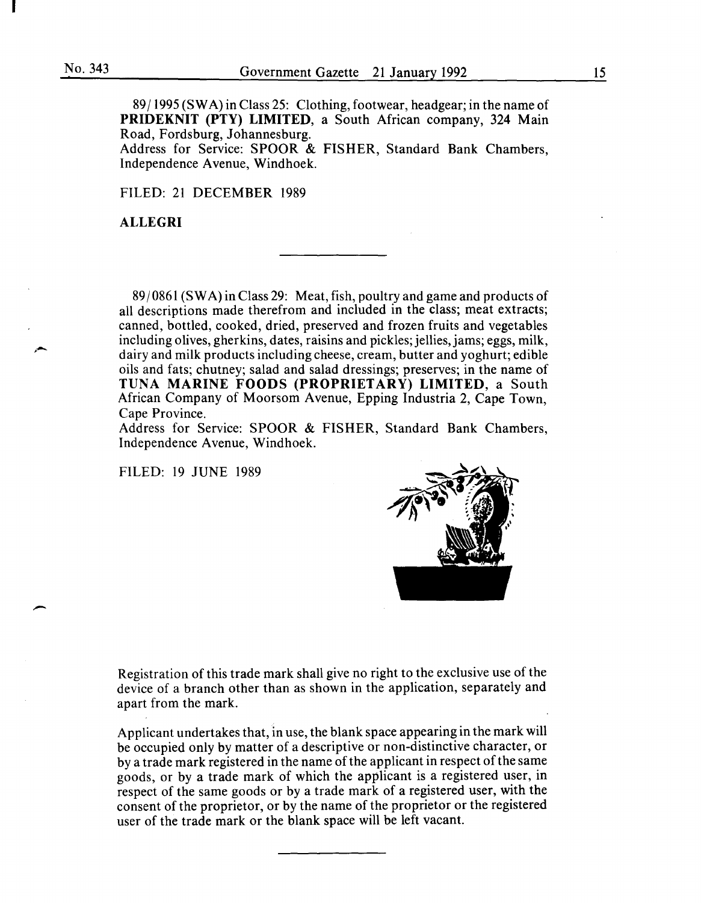89/1995 (SWA) in Class 25: Clothing, footwear, headgear; in the name of **PRIDEKNIT (PTY) LIMITED**, a South African company, 324 Main Road, Fordsburg, Johannesburg.
Address for Service: SPOOR & FISHER, Standard Bank Chambers, Independence Avenue, Windhoek.

FILED: 21 DECEMBER 1989

**ALLEGRI**

---

89/0861 (SWA) in Class 29: Meat, fish, poultry and game and products of all descriptions made therefrom and included in the class; meat extracts; canned, bottled, cooked, dried, preserved and frozen fruits and vegetables including olives, gherkins, dates, raisins and pickles; jellies, jams; eggs, milk, dairy and milk products including cheese, cream, butter and yoghurt; edible oils and fats; chutney; salad and salad dressings; preserves; in the name of **TUNA MARINE FOODS (PROPRIETARY) LIMITED**, a South African Company of Moorsom Avenue, Epping Industria 2, Cape Town, Cape Province.
Address for Service: SPOOR & FISHER, Standard Bank Chambers, Independence Avenue, Windhoek.

FILED: 19 JUNE 1989

Registration of this trade mark shall give no right to the exclusive use of the device of a branch other than as shown in the application, separately and apart from the mark.

Applicant undertakes that, in use, the blank space appearing in the mark will be occupied only by matter of a descriptive or non-distinctive character, or by a trade mark registered in the name of the applicant in respect of the same goods, or by a trade mark of which the applicant is a registered user, in respect of the same goods or by a trade mark of a registered user, with the consent of the proprietor, or by the name of the proprietor or the registered user of the trade mark or the blank space will be left vacant.

---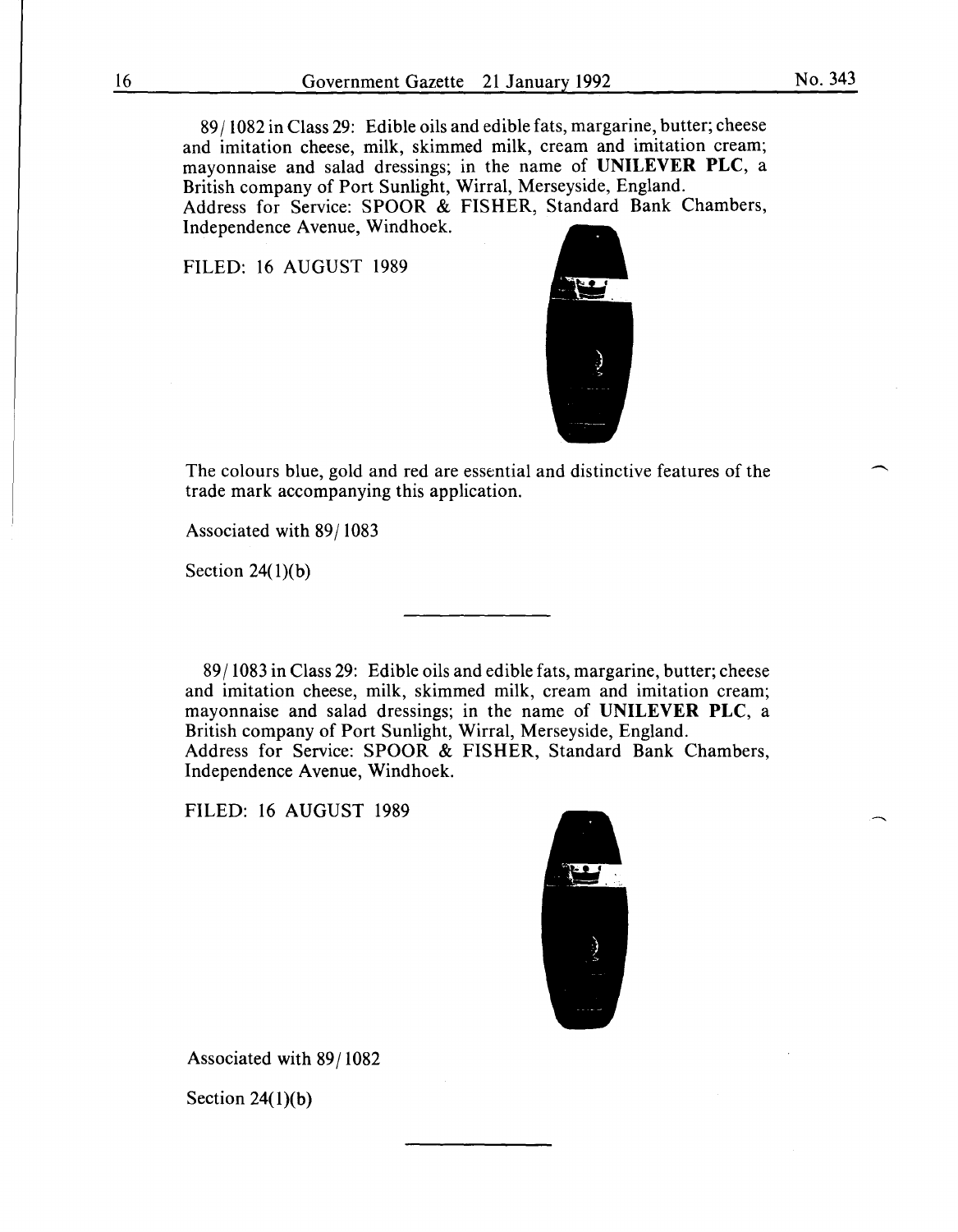89/1082 in Class 29: Edible oils and edible fats, margarine, butter; cheese and imitation cheese, milk, skimmed milk, cream and imitation cream; mayonnaise and salad dressings; in the name of **UNILEVER PLC**, a British company of Port Sunlight, Wirral, Merseyside, England.
Address for Service: SPOOR & FISHER, Standard Bank Chambers, Independence Avenue, Windhoek.

FILED: 16 AUGUST 1989

The colours blue, gold and red are essential and distinctive features of the trade mark accompanying this application.

Associated with 89/1083

Section 24(1)(b)

---

89/1083 in Class 29: Edible oils and edible fats, margarine, butter; cheese and imitation cheese, milk, skimmed milk, cream and imitation cream; mayonnaise and salad dressings; in the name of **UNILEVER PLC**, a British company of Port Sunlight, Wirral, Merseyside, England.
Address for Service: SPOOR & FISHER, Standard Bank Chambers, Independence Avenue, Windhoek.

FILED: 16 AUGUST 1989

Associated with 89/1082

Section 24(1)(b)

---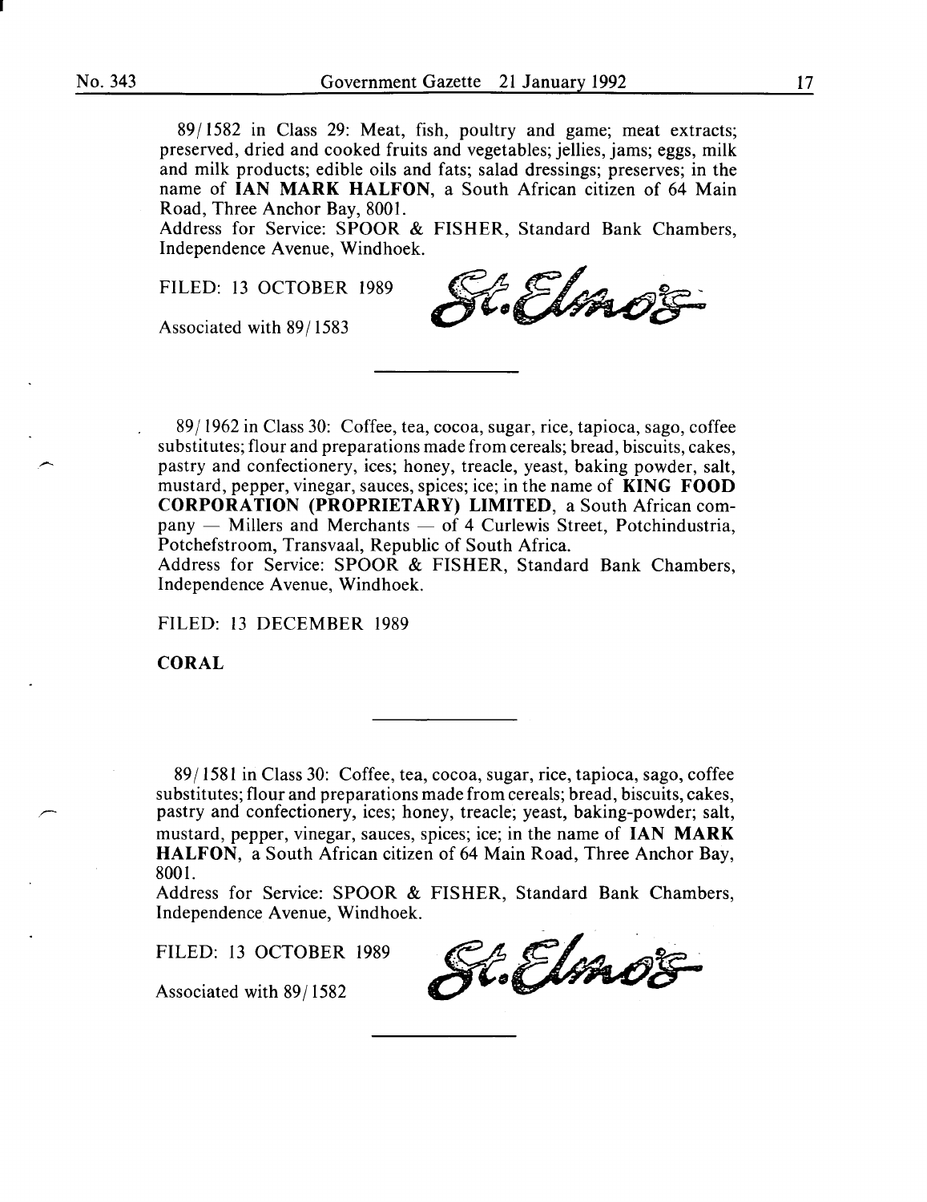89/1582 in Class 29: Meat, fish, poultry and game; meat extracts; preserved, dried and cooked fruits and vegetables; jellies, jams; eggs, milk and milk products; edible oils and fats; salad dressings; preserves; in the name of **IAN MARK HALFON**, a South African citizen of 64 Main Road, Three Anchor Bay, 8001.
Address for Service: SPOOR & FISHER, Standard Bank Chambers, Independence Avenue, Windhoek.

FILED: 13 OCTOBER 1989

Associated with 89/1583

St. Elmo's

---

89/1962 in Class 30: Coffee, tea, cocoa, sugar, rice, tapioca, sago, coffee substitutes; flour and preparations made from cereals; bread, biscuits, cakes, pastry and confectionery, ices; honey, treacle, yeast, baking powder, salt, mustard, pepper, vinegar, sauces, spices; ice; in the name of **KING FOOD CORPORATION (PROPRIETARY) LIMITED**, a South African company — Millers and Merchants — of 4 Curlewis Street, Potchindustria, Potchefstroom, Transvaal, Republic of South Africa.
Address for Service: SPOOR & FISHER, Standard Bank Chambers, Independence Avenue, Windhoek.

FILED: 13 DECEMBER 1989

**CORAL**

---

89/1581 in Class 30: Coffee, tea, cocoa, sugar, rice, tapioca, sago, coffee substitutes; flour and preparations made from cereals; bread, biscuits, cakes, pastry and confectionery, ices; honey, treacle; yeast, baking-powder; salt, mustard, pepper, vinegar, sauces, spices; ice; in the name of **IAN MARK HALFON**, a South African citizen of 64 Main Road, Three Anchor Bay, 8001.
Address for Service: SPOOR & FISHER, Standard Bank Chambers, Independence Avenue, Windhoek.

FILED: 13 OCTOBER 1989

Associated with 89/1582

St. Elmo's

---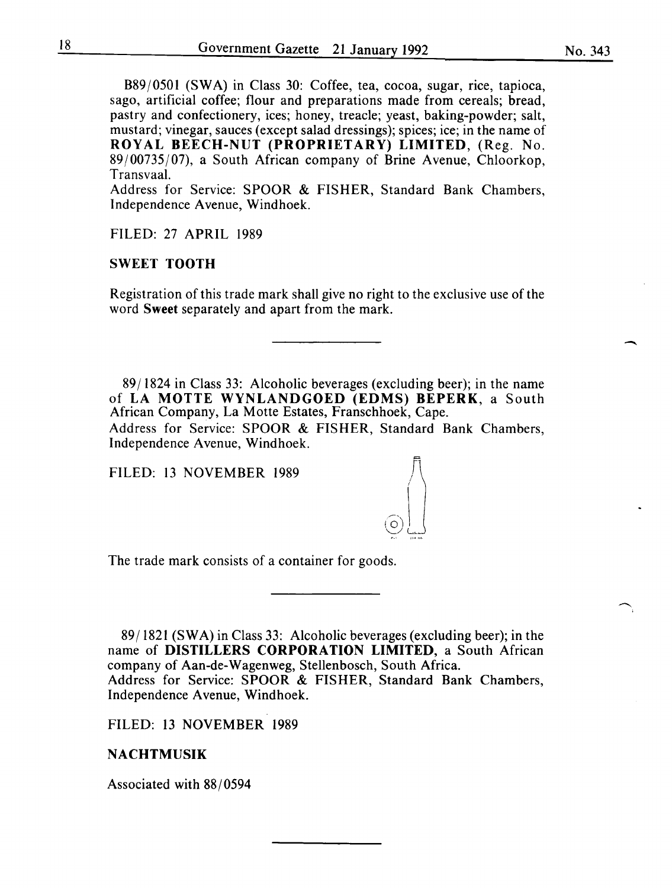B89/0501 (SWA) in Class 30: Coffee, tea, cocoa, sugar, rice, tapioca, sago, artificial coffee; flour and preparations made from cereals; bread, pastry and confectionery, ices; honey, treacle; yeast, baking-powder; salt, mustard; vinegar, sauces (except salad dressings); spices; ice; in the name of **ROYAL BEECH-NUT (PROPRIETARY) LIMITED**, (Reg. No. 89/00735/07), a South African company of Brine Avenue, Chloorkop, Transvaal.
Address for Service: SPOOR & FISHER, Standard Bank Chambers, Independence Avenue, Windhoek.

FILED: 27 APRIL 1989

**SWEET TOOTH**

Registration of this trade mark shall give no right to the exclusive use of the word **Sweet** separately and apart from the mark.

---

89/1824 in Class 33: Alcoholic beverages (excluding beer); in the name of **LA MOTTE WYNLANDGOED (EDMS) BEPERK**, a South African Company, La Motte Estates, Franschhoek, Cape.
Address for Service: SPOOR & FISHER, Standard Bank Chambers, Independence Avenue, Windhoek.

FILED: 13 NOVEMBER 1989

The trade mark consists of a container for goods.

---

89/1821 (SWA) in Class 33: Alcoholic beverages (excluding beer); in the name of **DISTILLERS CORPORATION LIMITED**, a South African company of Aan-de-Wagenweg, Stellenbosch, South Africa.
Address for Service: SPOOR & FISHER, Standard Bank Chambers, Independence Avenue, Windhoek.

FILED: 13 NOVEMBER 1989

**NACHTMUSIK**

Associated with 88/0594

---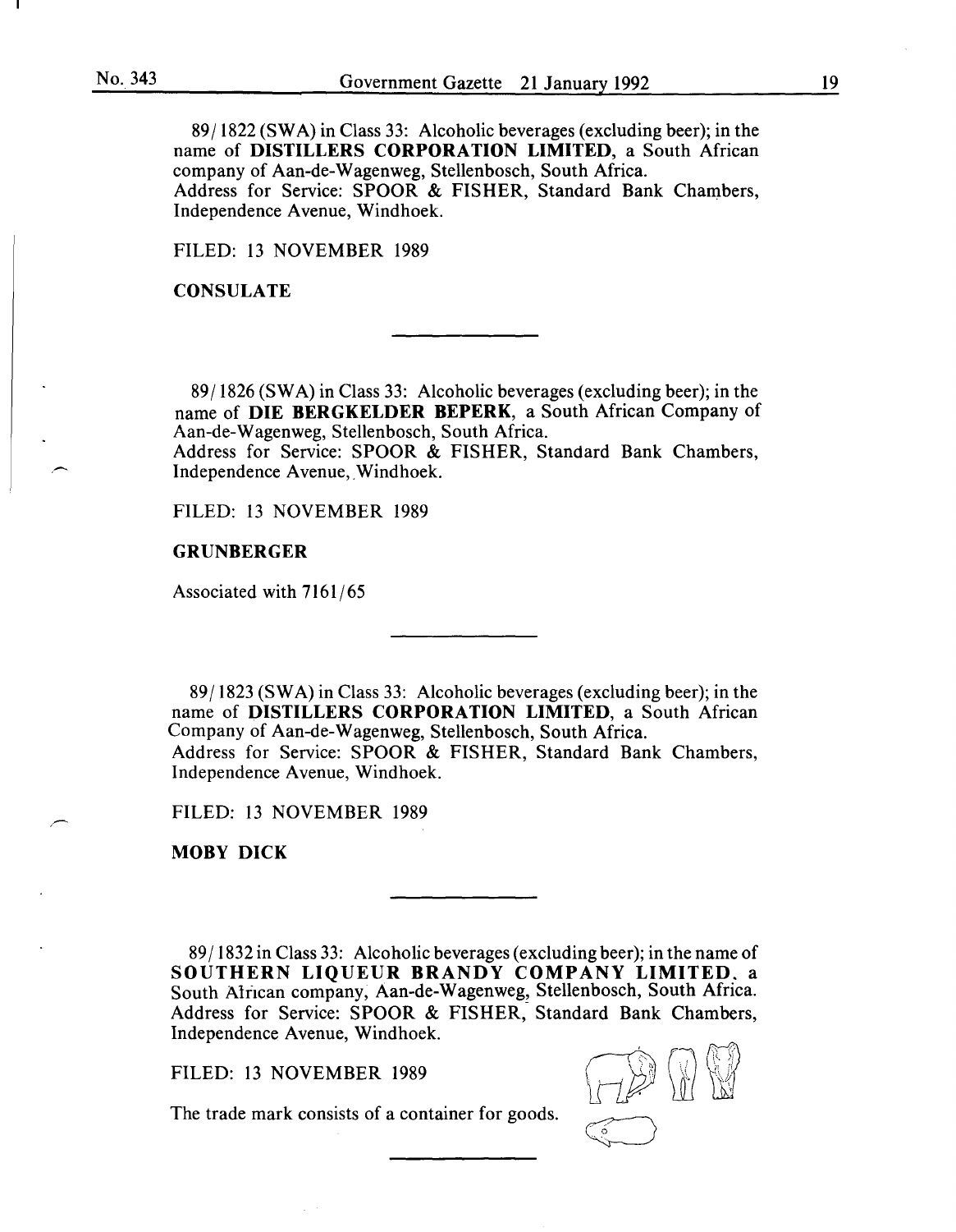89/1822 (SWA) in Class 33: Alcoholic beverages (excluding beer); in the name of **DISTILLERS CORPORATION LIMITED**, a South African company of Aan-de-Wagenweg, Stellenbosch, South Africa.
Address for Service: SPOOR & FISHER, Standard Bank Chambers, Independence Avenue, Windhoek.

FILED: 13 NOVEMBER 1989

**CONSULATE**

---

89/1826 (SWA) in Class 33: Alcoholic beverages (excluding beer); in the name of **DIE BERGKELDER BEPERK**, a South African Company of Aan-de-Wagenweg, Stellenbosch, South Africa.
Address for Service: SPOOR & FISHER, Standard Bank Chambers, Independence Avenue, Windhoek.

FILED: 13 NOVEMBER 1989

**GRUNBERGER**

Associated with 7161/65

---

89/1823 (SWA) in Class 33: Alcoholic beverages (excluding beer); in the name of **DISTILLERS CORPORATION LIMITED**, a South African Company of Aan-de-Wagenweg, Stellenbosch, South Africa.
Address for Service: SPOOR & FISHER, Standard Bank Chambers, Independence Avenue, Windhoek.

FILED: 13 NOVEMBER 1989

**MOBY DICK**

---

89/1832 in Class 33: Alcoholic beverages (excluding beer); in the name of **SOUTHERN LIQUEUR BRANDY COMPANY LIMITED**, a South African company, Aan-de-Wagenweg, Stellenbosch, South Africa.
Address for Service: SPOOR & FISHER, Standard Bank Chambers, Independence Avenue, Windhoek.

FILED: 13 NOVEMBER 1989

The trade mark consists of a container for goods.

---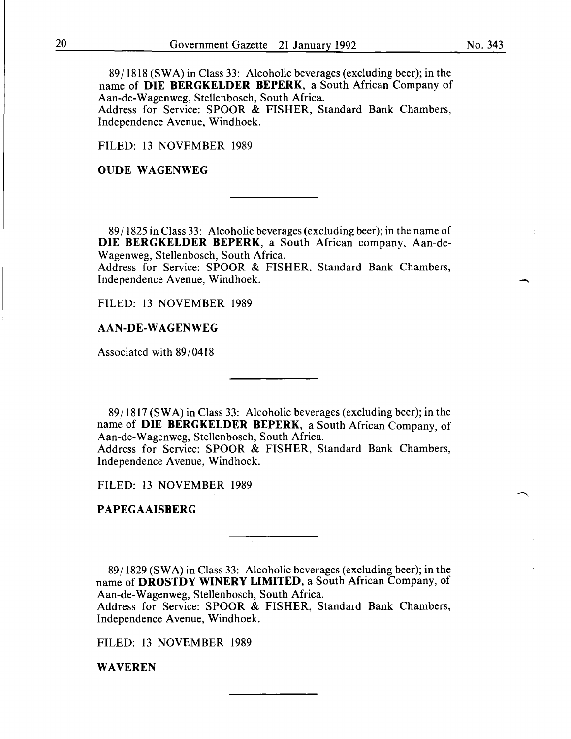89/1818 (SWA) in Class 33: Alcoholic beverages (excluding beer); in the name of **DIE BERGKELDER BEPERK**, a South African Company of Aan-de-Wagenweg, Stellenbosch, South Africa.
Address for Service: SPOOR & FISHER, Standard Bank Chambers, Independence Avenue, Windhoek.

FILED: 13 NOVEMBER 1989

**OUDE WAGENWEG**

---

89/1825 in Class 33: Alcoholic beverages (excluding beer); in the name of **DIE BERGKELDER BEPERK**, a South African company, Aan-de-Wagenweg, Stellenbosch, South Africa.
Address for Service: SPOOR & FISHER, Standard Bank Chambers, Independence Avenue, Windhoek.

FILED: 13 NOVEMBER 1989

**AAN-DE-WAGENWEG**

Associated with 89/0418

---

89/1817 (SWA) in Class 33: Alcoholic beverages (excluding beer); in the name of **DIE BERGKELDER BEPERK**, a South African Company, of Aan-de-Wagenweg, Stellenbosch, South Africa.
Address for Service: SPOOR & FISHER, Standard Bank Chambers, Independence Avenue, Windhoek.

FILED: 13 NOVEMBER 1989

**PAPEGAAISBERG**

---

89/1829 (SWA) in Class 33: Alcoholic beverages (excluding beer); in the name of **DROSTDY WINERY LIMITED**, a South African Company, of Aan-de-Wagenweg, Stellenbosch, South Africa.
Address for Service: SPOOR & FISHER, Standard Bank Chambers, Independence Avenue, Windhoek.

FILED: 13 NOVEMBER 1989

**WAVEREN**

---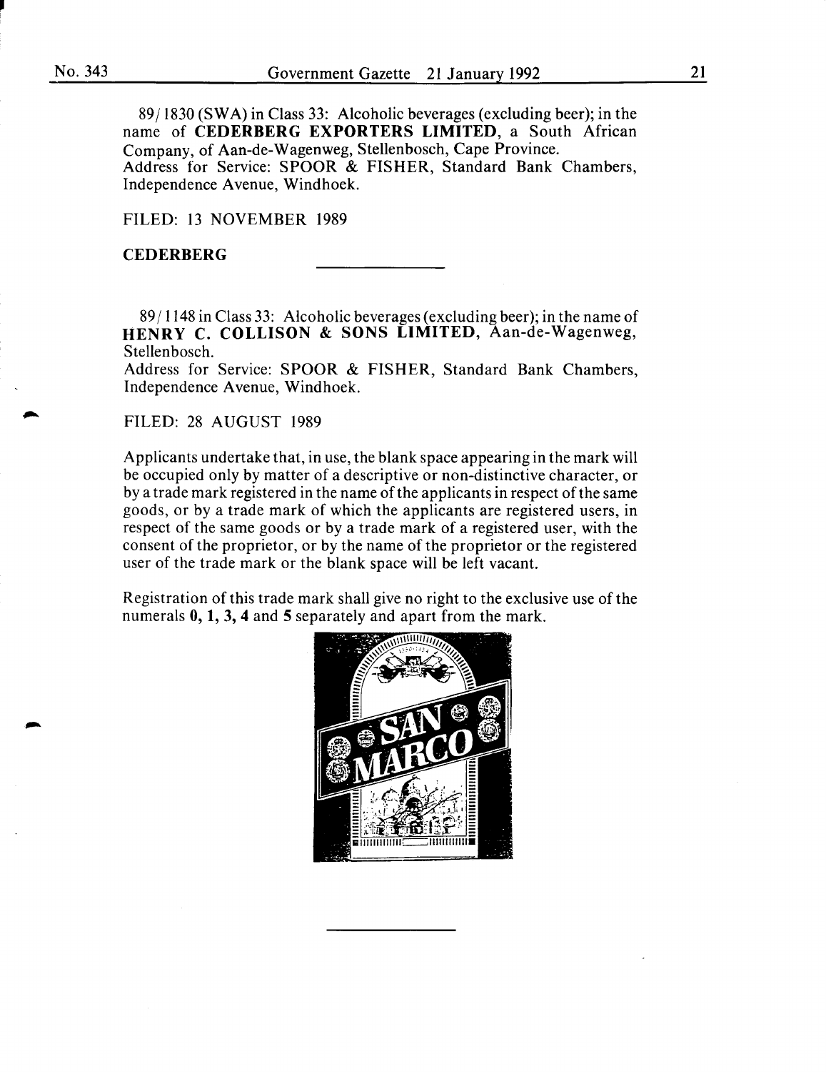89/1830 (SWA) in Class 33: Alcoholic beverages (excluding beer); in the name of **CEDERBERG EXPORTERS LIMITED**, a South African Company, of Aan-de-Wagenweg, Stellenbosch, Cape Province.
Address for Service: SPOOR & FISHER, Standard Bank Chambers, Independence Avenue, Windhoek.

FILED: 13 NOVEMBER 1989

**CEDERBERG**

---

89/1148 in Class 33: Alcoholic beverages (excluding beer); in the name of **HENRY C. COLLISON & SONS LIMITED**, Aan-de-Wagenweg, Stellenbosch.
Address for Service: SPOOR & FISHER, Standard Bank Chambers, Independence Avenue, Windhoek.

FILED: 28 AUGUST 1989

Applicants undertake that, in use, the blank space appearing in the mark will be occupied only by matter of a descriptive or non-distinctive character, or by a trade mark registered in the name of the applicants in respect of the same goods, or by a trade mark of which the applicants are registered users, in respect of the same goods or by a trade mark of a registered user, with the consent of the proprietor, or by the name of the proprietor or the registered user of the trade mark or the blank space will be left vacant.

Registration of this trade mark shall give no right to the exclusive use of the numerals **0, 1, 3, 4** and **5** separately and apart from the mark.

---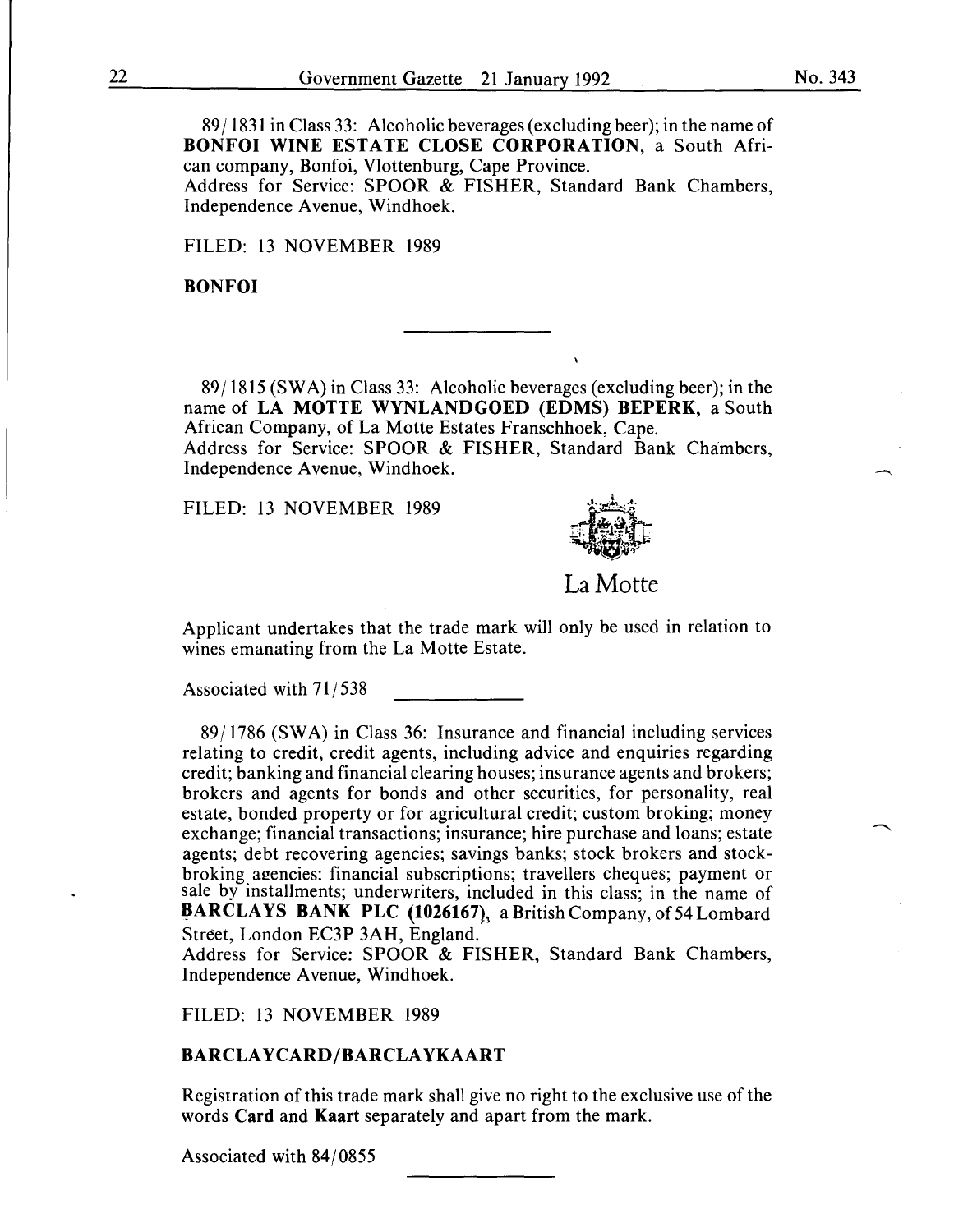89/1831 in Class 33: Alcoholic beverages (excluding beer); in the name of **BONFOI WINE ESTATE CLOSE CORPORATION**, a South African company, Bonfoi, Vlottenburg, Cape Province.
Address for Service: SPOOR & FISHER, Standard Bank Chambers, Independence Avenue, Windhoek.

FILED: 13 NOVEMBER 1989

**BONFOI**

---

89/1815 (SWA) in Class 33: Alcoholic beverages (excluding beer); in the name of **LA MOTTE WYNLANDGOED (EDMS) BEPERK**, a South African Company, of La Motte Estates Franschhoek, Cape.
Address for Service: SPOOR & FISHER, Standard Bank Chambers, Independence Avenue, Windhoek.

FILED: 13 NOVEMBER 1989

La Motte

Applicant undertakes that the trade mark will only be used in relation to wines emanating from the La Motte Estate.

Associated with 71/538

---

89/1786 (SWA) in Class 36: Insurance and financial including services relating to credit, credit agents, including advice and enquiries regarding credit; banking and financial clearing houses; insurance agents and brokers; brokers and agents for bonds and other securities, for personality, real estate, bonded property or for agricultural credit; custom broking; money exchange; financial transactions; insurance; hire purchase and loans; estate agents; debt recovering agencies; savings banks; stock brokers and stockbroking agencies: financial subscriptions; travellers cheques; payment or sale by installments; underwriters, included in this class; in the name of **BARCLAYS BANK PLC (1026167)**, a British Company, of 54 Lombard Street, London EC3P 3AH, England.
Address for Service: SPOOR & FISHER, Standard Bank Chambers, Independence Avenue, Windhoek.

FILED: 13 NOVEMBER 1989

**BARCLAYCARD/BARCLAYKAART**

Registration of this trade mark shall give no right to the exclusive use of the words **Card** and **Kaart** separately and apart from the mark.

Associated with 84/0855

---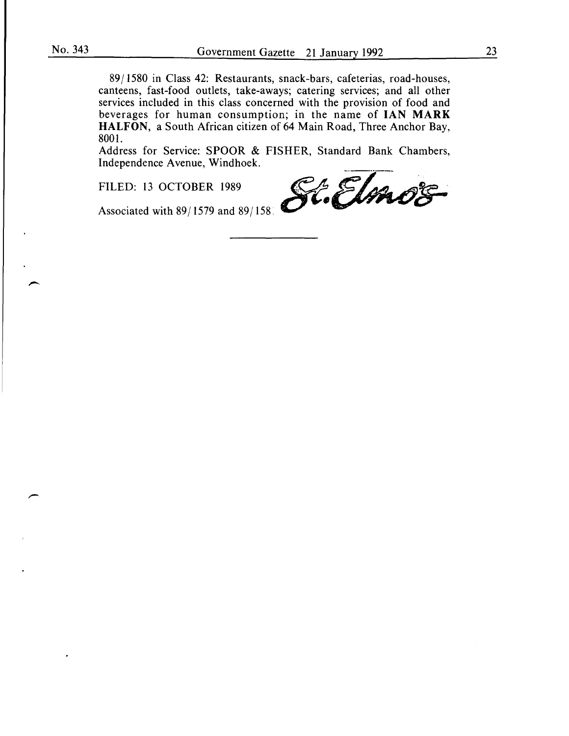89/1580 in Class 42: Restaurants, snack-bars, cafeterias, road-houses, canteens, fast-food outlets, take-aways; catering services; and all other services included in this class concerned with the provision of food and beverages for human consumption; in the name of **IAN MARK HALFON**, a South African citizen of 64 Main Road, Three Anchor Bay, 8001.

Address for Service: SPOOR & FISHER, Standard Bank Chambers, Independence Avenue, Windhoek.

FILED: 13 OCTOBER 1989

Associated with 89/1579 and 89/158

St. Elmo's